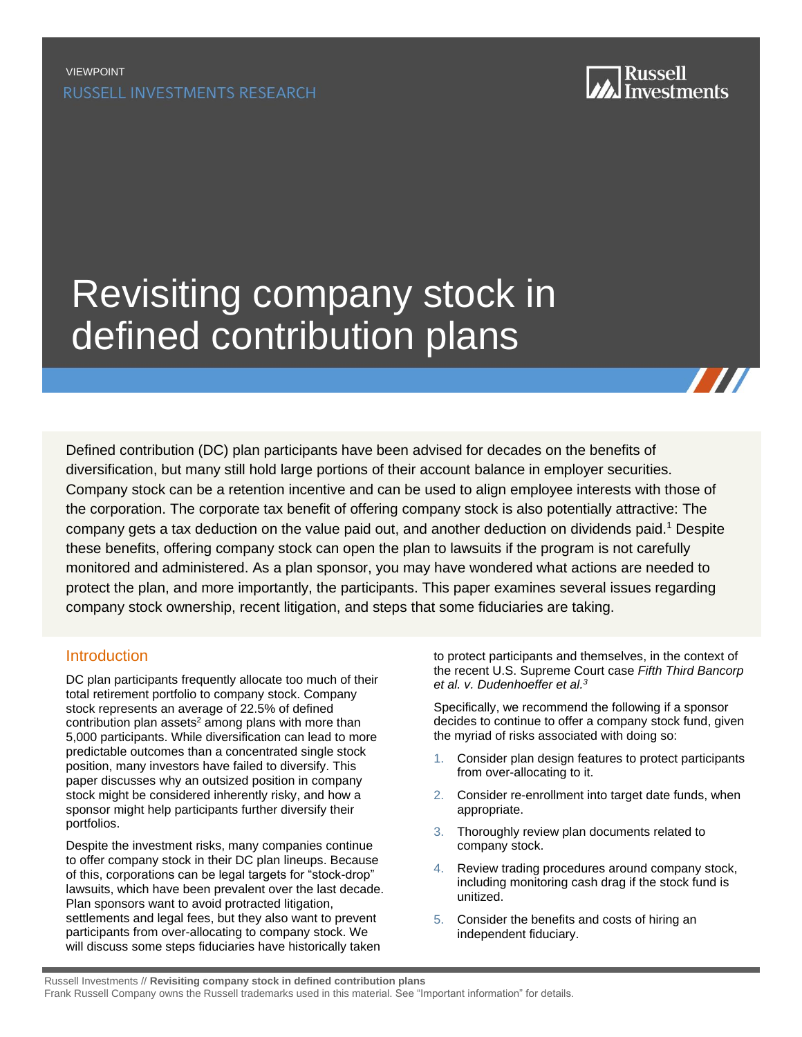VIEWPOINT

RUSSELL INVESTMENTS RESEARCH

# Revisiting company stock in defined contribution plans

Defined contribution (DC) plan participants have been advised for decades on the benefits of diversification, but many still hold large portions of their account balance in employer securities. Company stock can be a retention incentive and can be used to align employee interests with those of the corporation. The corporate tax benefit of offering company stock is also potentially attractive: The company gets a tax deduction on the value paid out, and another deduction on dividends paid.[1] Despite these benefits, offering company stock can open the plan to lawsuits if the program is not carefully monitored and administered. As a plan sponsor, you may have wondered what actions are needed to protect the plan, and more importantly, the participants. This paper examines several issues regarding company stock ownership, recent litigation, and steps that some fiduciaries are taking.

## Introduction

DC plan participants frequently allocate too much of their total retirement portfolio to company stock. Company stock represents an average of 22.5% of defined contribution plan assets[2] among plans with more than 5,000 participants. While diversification can lead to more predictable outcomes than a concentrated single stock position, many investors have failed to diversify. This paper discusses why an outsized position in company stock might be considered inherently risky, and how a sponsor might help participants further diversify their portfolios.

Despite the investment risks, many companies continue to offer company stock in their DC plan lineups. Because of this, corporations can be legal targets for "stock-drop" lawsuits, which have been prevalent over the last decade. Plan sponsors want to avoid protracted litigation, settlements and legal fees, but they also want to prevent participants from over-allocating to company stock. We will discuss some steps fiduciaries have historically taken to protect participants and themselves, in the context of the recent U.S. Supreme Court case *Fifth Third Bancorp et al. v. Dudenhoeffer et al.*[3]

Specifically, we recommend the following if a sponsor decides to continue to offer a company stock fund, given the myriad of risks associated with doing so:

1. Consider plan design features to protect participants from over-allocating to it.
2. Consider re-enrollment into target date funds, when appropriate.
3. Thoroughly review plan documents related to company stock.
4. Review trading procedures around company stock, including monitoring cash drag if the stock fund is unitized.
5. Consider the benefits and costs of hiring an independent fiduciary.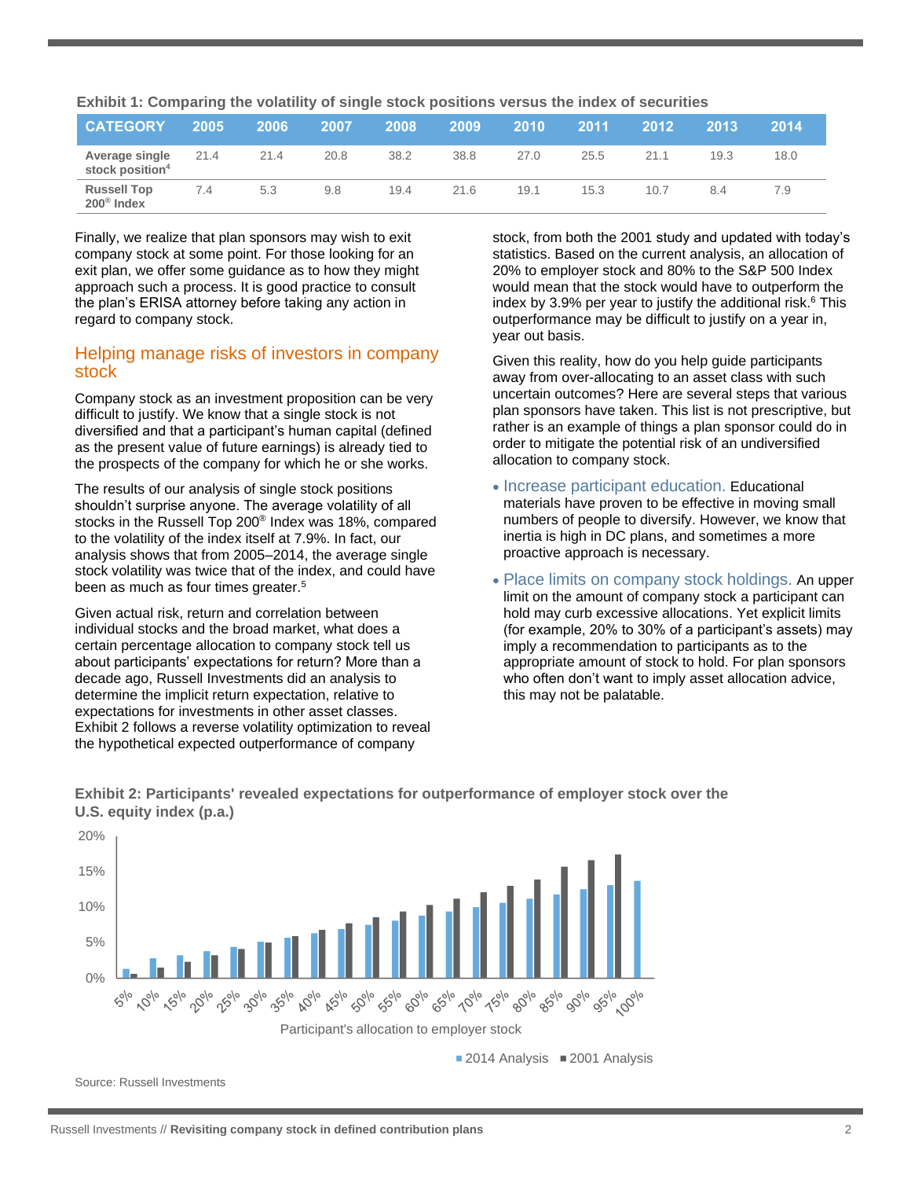**Exhibit 1: Comparing the volatility of single stock positions versus the index of securities**

| CATEGORY | 2005 | 2006 | 2007 | 2008 | 2009 | 2010 | 2011 | 2012 | 2013 | 2014 |
|---|---|---|---|---|---|---|---|---|---|---|
| Average single stock position[4] | 21.4 | 21.4 | 20.8 | 38.2 | 38.8 | 27.0 | 25.5 | 21.1 | 19.3 | 18.0 |
| Russell Top 200® Index | 7.4 | 5.3 | 9.8 | 19.4 | 21.6 | 19.1 | 15.3 | 10.7 | 8.4 | 7.9 |

Finally, we realize that plan sponsors may wish to exit company stock at some point. For those looking for an exit plan, we offer some guidance as to how they might approach such a process. It is good practice to consult the plan's ERISA attorney before taking any action in regard to company stock.

## Helping manage risks of investors in company stock

Company stock as an investment proposition can be very difficult to justify. We know that a single stock is not diversified and that a participant's human capital (defined as the present value of future earnings) is already tied to the prospects of the company for which he or she works.

The results of our analysis of single stock positions shouldn't surprise anyone. The average volatility of all stocks in the Russell Top 200® Index was 18%, compared to the volatility of the index itself at 7.9%. In fact, our analysis shows that from 2005–2014, the average single stock volatility was twice that of the index, and could have been as much as four times greater.[5]

Given actual risk, return and correlation between individual stocks and the broad market, what does a certain percentage allocation to company stock tell us about participants' expectations for return? More than a decade ago, Russell Investments did an analysis to determine the implicit return expectation, relative to expectations for investments in other asset classes. Exhibit 2 follows a reverse volatility optimization to reveal the hypothetical expected outperformance of company stock, from both the 2001 study and updated with today's statistics. Based on the current analysis, an allocation of 20% to employer stock and 80% to the S&P 500 Index would mean that the stock would have to outperform the index by 3.9% per year to justify the additional risk.[6] This outperformance may be difficult to justify on a year in, year out basis.

Given this reality, how do you help guide participants away from over-allocating to an asset class with such uncertain outcomes? Here are several steps that various plan sponsors have taken. This list is not prescriptive, but rather is an example of things a plan sponsor could do in order to mitigate the potential risk of an undiversified allocation to company stock.

- Increase participant education. Educational materials have proven to be effective in moving small numbers of people to diversify. However, we know that inertia is high in DC plans, and sometimes a more proactive approach is necessary.
- Place limits on company stock holdings. An upper limit on the amount of company stock a participant can hold may curb excessive allocations. Yet explicit limits (for example, 20% to 30% of a participant's assets) may imply a recommendation to participants as to the appropriate amount of stock to hold. For plan sponsors who often don't want to imply asset allocation advice, this may not be palatable.

**Exhibit 2: Participants' revealed expectations for outperformance of employer stock over the U.S. equity index (p.a.)**

Source: Russell Investments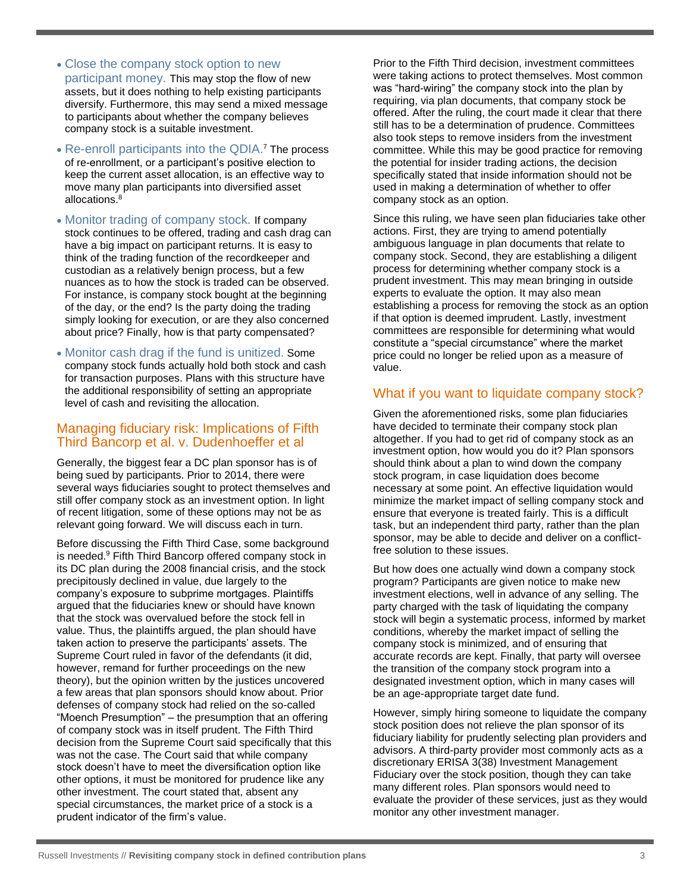- **Close the company stock option to new participant money.** This may stop the flow of new assets, but it does nothing to help existing participants diversify. Furthermore, this may send a mixed message to participants about whether the company believes company stock is a suitable investment.
- **Re-enroll participants into the QDIA.**[7] The process of re-enrollment, or a participant's positive election to keep the current asset allocation, is an effective way to move many plan participants into diversified asset allocations.[8]
- **Monitor trading of company stock.** If company stock continues to be offered, trading and cash drag can have a big impact on participant returns. It is easy to think of the trading function of the recordkeeper and custodian as a relatively benign process, but a few nuances as to how the stock is traded can be observed. For instance, is company stock bought at the beginning of the day, or the end? Is the party doing the trading simply looking for execution, or are they also concerned about price? Finally, how is that party compensated?
- **Monitor cash drag if the fund is unitized.** Some company stock funds actually hold both stock and cash for transaction purposes. Plans with this structure have the additional responsibility of setting an appropriate level of cash and revisiting the allocation.

## Managing fiduciary risk: Implications of Fifth Third Bancorp et al. v. Dudenhoeffer et al

Generally, the biggest fear a DC plan sponsor has is of being sued by participants. Prior to 2014, there were several ways fiduciaries sought to protect themselves and still offer company stock as an investment option. In light of recent litigation, some of these options may not be as relevant going forward. We will discuss each in turn.

Before discussing the Fifth Third Case, some background is needed.[9] Fifth Third Bancorp offered company stock in its DC plan during the 2008 financial crisis, and the stock precipitously declined in value, due largely to the company's exposure to subprime mortgages. Plaintiffs argued that the fiduciaries knew or should have known that the stock was overvalued before the stock fell in value. Thus, the plaintiffs argued, the plan should have taken action to preserve the participants' assets. The Supreme Court ruled in favor of the defendants (it did, however, remand for further proceedings on the new theory), but the opinion written by the justices uncovered a few areas that plan sponsors should know about. Prior defenses of company stock had relied on the so-called "Moench Presumption" – the presumption that an offering of company stock was in itself prudent. The Fifth Third decision from the Supreme Court said specifically that this was not the case. The Court said that while company stock doesn't have to meet the diversification option like other options, it must be monitored for prudence like any other investment. The court stated that, absent any special circumstances, the market price of a stock is a prudent indicator of the firm's value.

Prior to the Fifth Third decision, investment committees were taking actions to protect themselves. Most common was "hard-wiring" the company stock into the plan by requiring, via plan documents, that company stock be offered. After the ruling, the court made it clear that there still has to be a determination of prudence. Committees also took steps to remove insiders from the investment committee. While this may be good practice for removing the potential for insider trading actions, the decision specifically stated that inside information should not be used in making a determination of whether to offer company stock as an option.

Since this ruling, we have seen plan fiduciaries take other actions. First, they are trying to amend potentially ambiguous language in plan documents that relate to company stock. Second, they are establishing a diligent process for determining whether company stock is a prudent investment. This may mean bringing in outside experts to evaluate the option. It may also mean establishing a process for removing the stock as an option if that option is deemed imprudent. Lastly, investment committees are responsible for determining what would constitute a "special circumstance" where the market price could no longer be relied upon as a measure of value.

## What if you want to liquidate company stock?

Given the aforementioned risks, some plan fiduciaries have decided to terminate their company stock plan altogether. If you had to get rid of company stock as an investment option, how would you do it? Plan sponsors should think about a plan to wind down the company stock program, in case liquidation does become necessary at some point. An effective liquidation would minimize the market impact of selling company stock and ensure that everyone is treated fairly. This is a difficult task, but an independent third party, rather than the plan sponsor, may be able to decide and deliver on a conflict-free solution to these issues.

But how does one actually wind down a company stock program? Participants are given notice to make new investment elections, well in advance of any selling. The party charged with the task of liquidating the company stock will begin a systematic process, informed by market conditions, whereby the market impact of selling the company stock is minimized, and of ensuring that accurate records are kept. Finally, that party will oversee the transition of the company stock program into a designated investment option, which in many cases will be an age-appropriate target date fund.

However, simply hiring someone to liquidate the company stock position does not relieve the plan sponsor of its fiduciary liability for prudently selecting plan providers and advisors. A third-party provider most commonly acts as a discretionary ERISA 3(38) Investment Management Fiduciary over the stock position, though they can take many different roles. Plan sponsors would need to evaluate the provider of these services, just as they would monitor any other investment manager.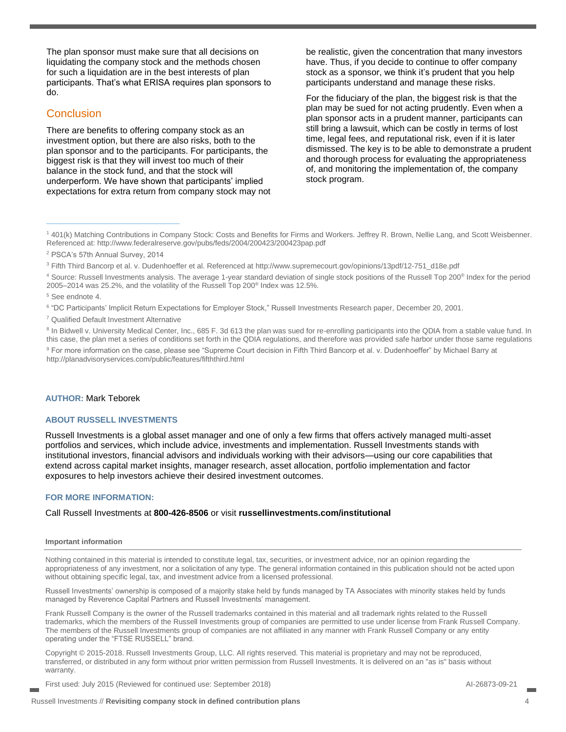The plan sponsor must make sure that all decisions on liquidating the company stock and the methods chosen for such a liquidation are in the best interests of plan participants. That's what ERISA requires plan sponsors to do.

## Conclusion

There are benefits to offering company stock as an investment option, but there are also risks, both to the plan sponsor and to the participants. For participants, the biggest risk is that they will invest too much of their balance in the stock fund, and that the stock will underperform. We have shown that participants' implied expectations for extra return from company stock may not be realistic, given the concentration that many investors have. Thus, if you decide to continue to offer company stock as a sponsor, we think it's prudent that you help participants understand and manage these risks.

For the fiduciary of the plan, the biggest risk is that the plan may be sued for not acting prudently. Even when a plan sponsor acts in a prudent manner, participants can still bring a lawsuit, which can be costly in terms of lost time, legal fees, and reputational risk, even if it is later dismissed. The key is to be able to demonstrate a prudent and thorough process for evaluating the appropriateness of, and monitoring the implementation of, the company stock program.

---

[1] 401(k) Matching Contributions in Company Stock: Costs and Benefits for Firms and Workers. Jeffrey R. Brown, Nellie Lang, and Scott Weisbenner. Referenced at: http://www.federalreserve.gov/pubs/feds/2004/200423/200423pap.pdf

[2] PSCA's 57th Annual Survey, 2014

[3] Fifth Third Bancorp et al. v. Dudenhoeffer et al. Referenced at http://www.supremecourt.gov/opinions/13pdf/12-751_d18e.pdf

[4] Source: Russell Investments analysis. The average 1-year standard deviation of single stock positions of the Russell Top 200® Index for the period 2005–2014 was 25.2%, and the volatility of the Russell Top 200® Index was 12.5%.

[5] See endnote 4.

[6] "DC Participants' Implicit Return Expectations for Employer Stock," Russell Investments Research paper, December 20, 2001.

[7] Qualified Default Investment Alternative

[8] In Bidwell v. University Medical Center, Inc., 685 F. 3d 613 the plan was sued for re-enrolling participants into the QDIA from a stable value fund. In this case, the plan met a series of conditions set forth in the QDIA regulations, and therefore was provided safe harbor under those same regulations

[9] For more information on the case, please see "Supreme Court decision in Fifth Third Bancorp et al. v. Dudenhoeffer" by Michael Barry at http://planadvisoryservices.com/public/features/fifththird.html

**AUTHOR:** Mark Teborek

**ABOUT RUSSELL INVESTMENTS**

Russell Investments is a global asset manager and one of only a few firms that offers actively managed multi-asset portfolios and services, which include advice, investments and implementation. Russell Investments stands with institutional investors, financial advisors and individuals working with their advisors—using our core capabilities that extend across capital market insights, manager research, asset allocation, portfolio implementation and factor exposures to help investors achieve their desired investment outcomes.

**FOR MORE INFORMATION:**

Call Russell Investments at **800-426-8506** or visit **russellinvestments.com/institutional**

**Important information**

Nothing contained in this material is intended to constitute legal, tax, securities, or investment advice, nor an opinion regarding the appropriateness of any investment, nor a solicitation of any type. The general information contained in this publication should not be acted upon without obtaining specific legal, tax, and investment advice from a licensed professional.

Russell Investments' ownership is composed of a majority stake held by funds managed by TA Associates with minority stakes held by funds managed by Reverence Capital Partners and Russell Investments' management.

Frank Russell Company is the owner of the Russell trademarks contained in this material and all trademark rights related to the Russell trademarks, which the members of the Russell Investments group of companies are permitted to use under license from Frank Russell Company. The members of the Russell Investments group of companies are not affiliated in any manner with Frank Russell Company or any entity operating under the "FTSE RUSSELL" brand.

Copyright © 2015-2018. Russell Investments Group, LLC. All rights reserved. This material is proprietary and may not be reproduced, transferred, or distributed in any form without prior written permission from Russell Investments. It is delivered on an "as is" basis without warranty.

First used: July 2015 (Reviewed for continued use: September 2018)

AI-26873-09-21